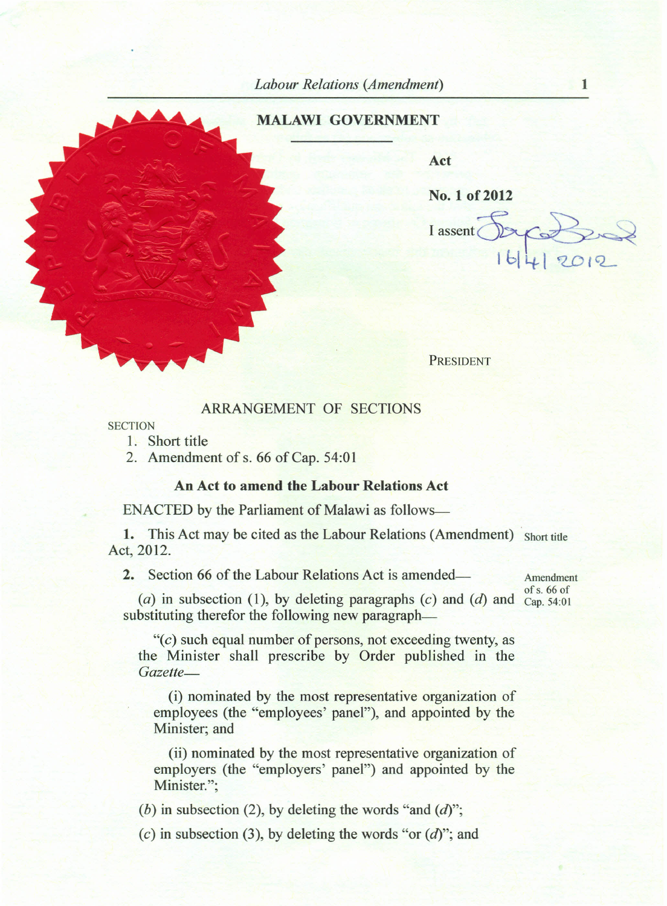# MALAWI GOVERNMENT

**Act**

**No. 1 of 2012**

I assent

16/4/2012

PRESIDENT

## ARRANGEMENT OF SECTIONS

SECTION

1. Short title
2. Amendment of s. 66 of Cap. 54:01

### An Act to amend the Labour Relations Act

ENACTED by the Parliament of Malawi as follows—

**1.** This Act may be cited as the Labour Relations (Amendment) Act, 2012. *Short title*

**2.** Section 66 of the Labour Relations Act is amended— *Amendment of s. 66 of Cap. 54:01*

(*a*) in subsection (1), by deleting paragraphs (*c*) and (*d*) and substituting therefor the following new paragraph—

"(*c*) such equal number of persons, not exceeding twenty, as the Minister shall prescribe by Order published in the *Gazette*—

(i) nominated by the most representative organization of employees (the "employees' panel"), and appointed by the Minister; and

(ii) nominated by the most representative organization of employers (the "employers' panel") and appointed by the Minister.";

(*b*) in subsection (2), by deleting the words "and (*d*)";

(*c*) in subsection (3), by deleting the words "or (*d*)"; and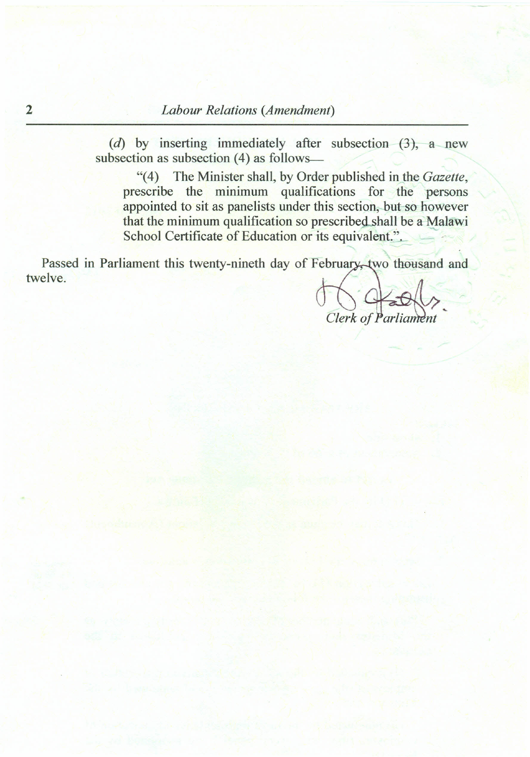(*d*) by inserting immediately after subsection (3), a new subsection as subsection (4) as follows—

"(4) The Minister shall, by Order published in the *Gazette*, prescribe the minimum qualifications for the persons appointed to sit as panelists under this section, but so however that the minimum qualification so prescribed shall be a Malawi School Certificate of Education or its equivalent.".

Passed in Parliament this twenty-nineth day of February, two thousand and twelve.

*Clerk of Parliament*